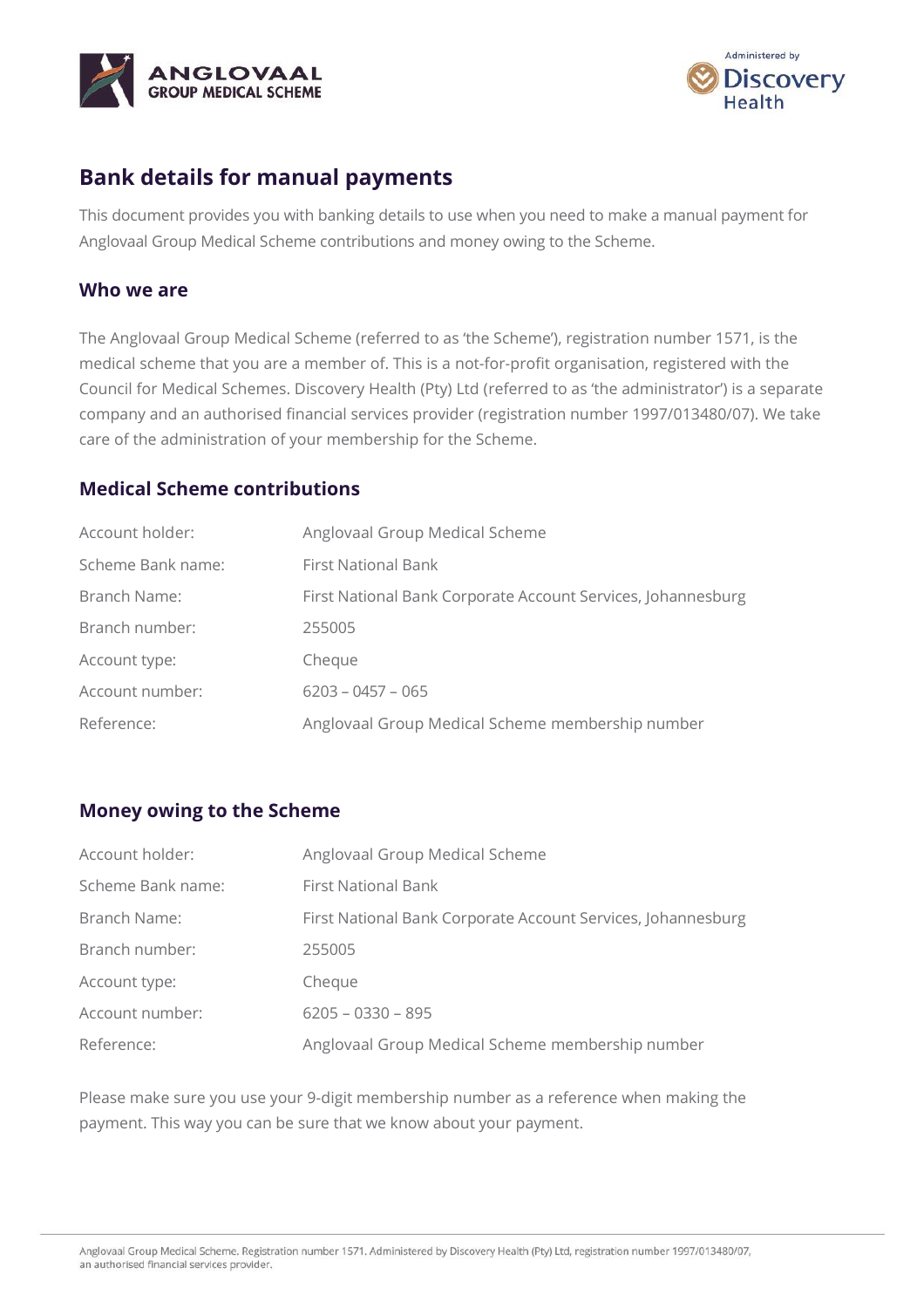# Bank details for manual payments

This document provides you with banking details to use when you need to make a manual payment for Anglovaal Group Medical Scheme contributions and money owing to the Scheme.

## Who we are

The Anglovaal Group Medical Scheme (referred to as 'the Scheme'), registration number 1571, is the medical scheme that you are a member of. This is a not-for-profit organisation, registered with the Council for Medical Schemes. Discovery Health (Pty) Ltd (referred to as 'the administrator') is a separate company and an authorised financial services provider (registration number 1997/013480/07). We take care of the administration of your membership for the Scheme.

## Medical Scheme contributions

| | |
|---|---|
| Account holder: | Anglovaal Group Medical Scheme |
| Scheme Bank name: | First National Bank |
| Branch Name: | First National Bank Corporate Account Services, Johannesburg |
| Branch number: | 255005 |
| Account type: | Cheque |
| Account number: | 6203 – 0457 – 065 |
| Reference: | Anglovaal Group Medical Scheme membership number |

## Money owing to the Scheme

| | |
|---|---|
| Account holder: | Anglovaal Group Medical Scheme |
| Scheme Bank name: | First National Bank |
| Branch Name: | First National Bank Corporate Account Services, Johannesburg |
| Branch number: | 255005 |
| Account type: | Cheque |
| Account number: | 6205 – 0330 – 895 |
| Reference: | Anglovaal Group Medical Scheme membership number |

Please make sure you use your 9-digit membership number as a reference when making the payment. This way you can be sure that we know about your payment.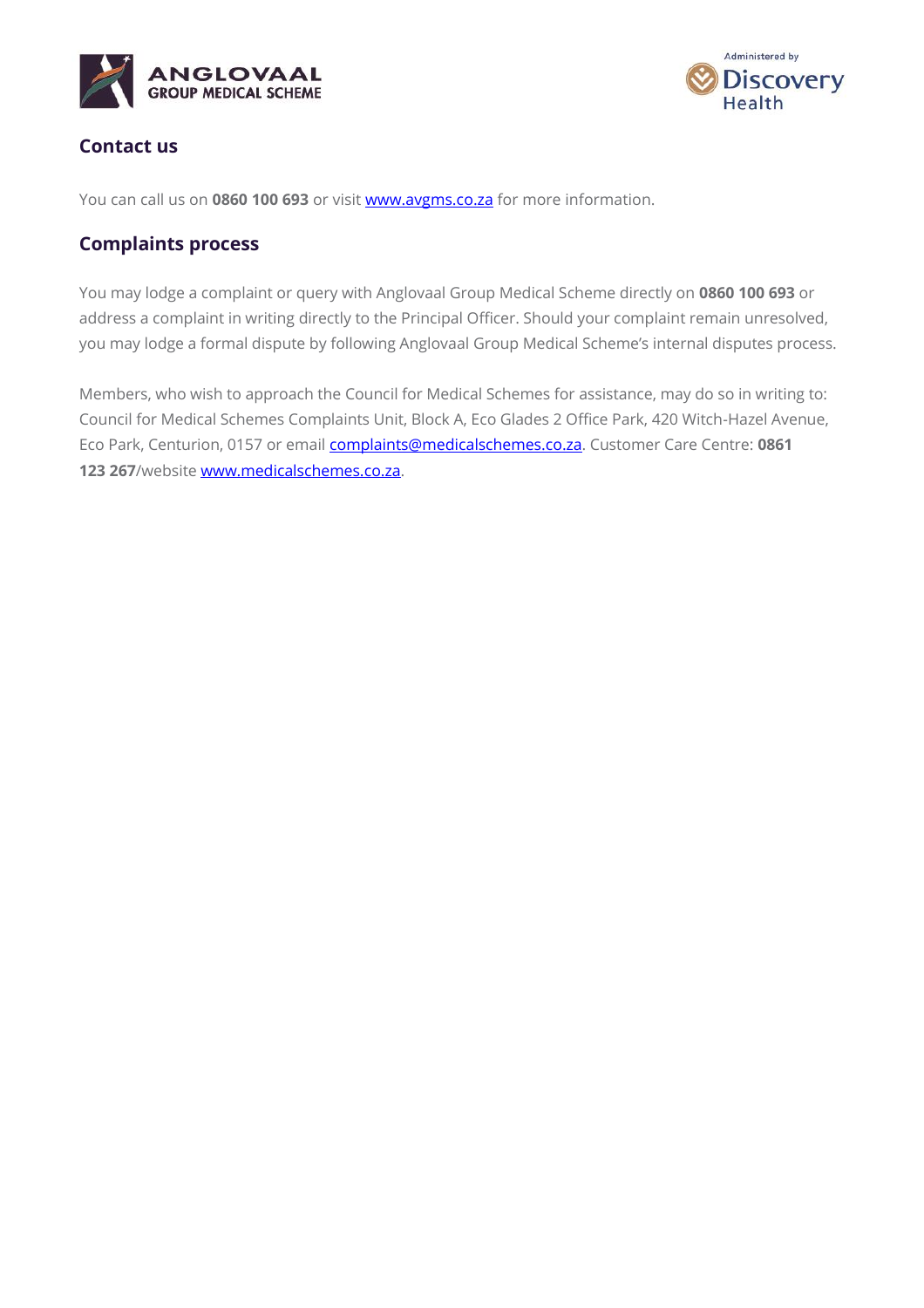## Contact us

You can call us on **0860 100 693** or visit www.avgms.co.za for more information.

## Complaints process

You may lodge a complaint or query with Anglovaal Group Medical Scheme directly on **0860 100 693** or address a complaint in writing directly to the Principal Officer. Should your complaint remain unresolved, you may lodge a formal dispute by following Anglovaal Group Medical Scheme's internal disputes process.

Members, who wish to approach the Council for Medical Schemes for assistance, may do so in writing to: Council for Medical Schemes Complaints Unit, Block A, Eco Glades 2 Office Park, 420 Witch-Hazel Avenue, Eco Park, Centurion, 0157 or email complaints@medicalschemes.co.za. Customer Care Centre: **0861 123 267**/website www.medicalschemes.co.za.